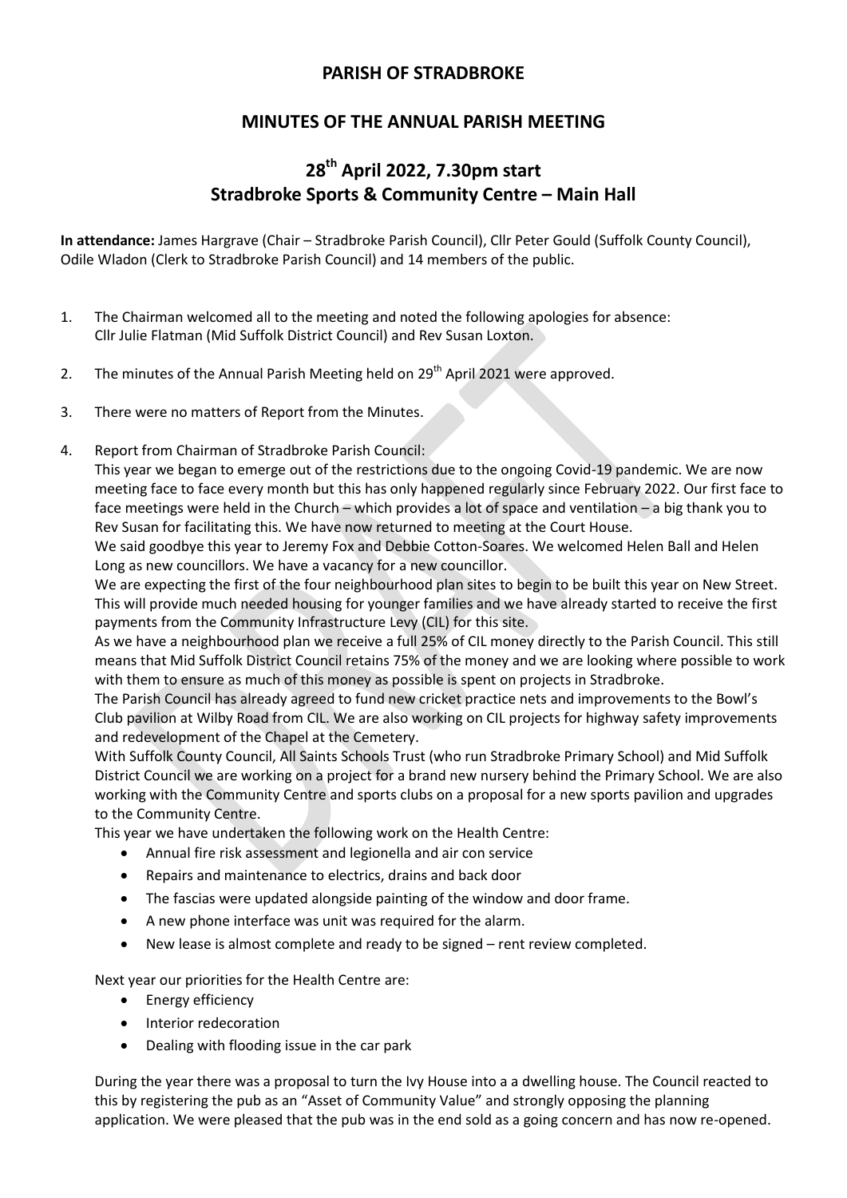# PARISH OF STRADBROKE

## MINUTES OF THE ANNUAL PARISH MEETING

## 28th April 2022, 7.30pm start
## Stradbroke Sports & Community Centre – Main Hall

**In attendance:** James Hargrave (Chair – Stradbroke Parish Council), Cllr Peter Gould (Suffolk County Council), Odile Wladon (Clerk to Stradbroke Parish Council) and 14 members of the public.

1. The Chairman welcomed all to the meeting and noted the following apologies for absence: Cllr Julie Flatman (Mid Suffolk District Council) and Rev Susan Loxton.

2. The minutes of the Annual Parish Meeting held on 29th April 2021 were approved.

3. There were no matters of Report from the Minutes.

4. Report from Chairman of Stradbroke Parish Council:
   This year we began to emerge out of the restrictions due to the ongoing Covid-19 pandemic. We are now meeting face to face every month but this has only happened regularly since February 2022. Our first face to face meetings were held in the Church – which provides a lot of space and ventilation – a big thank you to Rev Susan for facilitating this. We have now returned to meeting at the Court House.
   We said goodbye this year to Jeremy Fox and Debbie Cotton-Soares. We welcomed Helen Ball and Helen Long as new councillors. We have a vacancy for a new councillor.
   We are expecting the first of the four neighbourhood plan sites to begin to be built this year on New Street. This will provide much needed housing for younger families and we have already started to receive the first payments from the Community Infrastructure Levy (CIL) for this site.
   As we have a neighbourhood plan we receive a full 25% of CIL money directly to the Parish Council. This still means that Mid Suffolk District Council retains 75% of the money and we are looking where possible to work with them to ensure as much of this money as possible is spent on projects in Stradbroke.
   The Parish Council has already agreed to fund new cricket practice nets and improvements to the Bowl's Club pavilion at Wilby Road from CIL. We are also working on CIL projects for highway safety improvements and redevelopment of the Chapel at the Cemetery.
   With Suffolk County Council, All Saints Schools Trust (who run Stradbroke Primary School) and Mid Suffolk District Council we are working on a project for a brand new nursery behind the Primary School. We are also working with the Community Centre and sports clubs on a proposal for a new sports pavilion and upgrades to the Community Centre.
   This year we have undertaken the following work on the Health Centre:
   - Annual fire risk assessment and legionella and air con service
   - Repairs and maintenance to electrics, drains and back door
   - The fascias were updated alongside painting of the window and door frame.
   - A new phone interface was unit was required for the alarm.
   - New lease is almost complete and ready to be signed – rent review completed.

   Next year our priorities for the Health Centre are:
   - Energy efficiency
   - Interior redecoration
   - Dealing with flooding issue in the car park

   During the year there was a proposal to turn the Ivy House into a a dwelling house. The Council reacted to this by registering the pub as an "Asset of Community Value" and strongly opposing the planning application. We were pleased that the pub was in the end sold as a going concern and has now re-opened.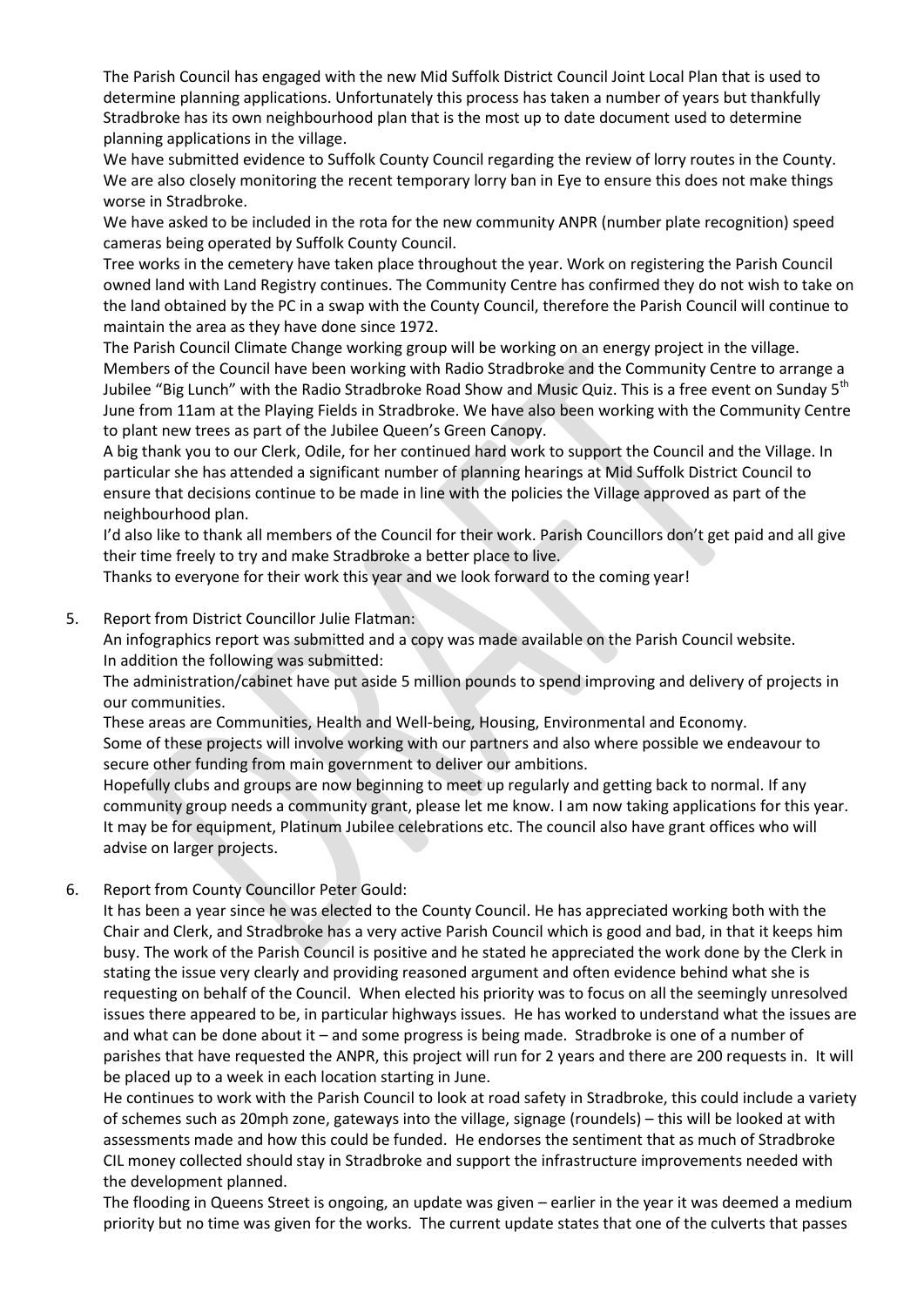The Parish Council has engaged with the new Mid Suffolk District Council Joint Local Plan that is used to determine planning applications. Unfortunately this process has taken a number of years but thankfully Stradbroke has its own neighbourhood plan that is the most up to date document used to determine planning applications in the village.

We have submitted evidence to Suffolk County Council regarding the review of lorry routes in the County. We are also closely monitoring the recent temporary lorry ban in Eye to ensure this does not make things worse in Stradbroke.

We have asked to be included in the rota for the new community ANPR (number plate recognition) speed cameras being operated by Suffolk County Council.

Tree works in the cemetery have taken place throughout the year. Work on registering the Parish Council owned land with Land Registry continues. The Community Centre has confirmed they do not wish to take on the land obtained by the PC in a swap with the County Council, therefore the Parish Council will continue to maintain the area as they have done since 1972.

The Parish Council Climate Change working group will be working on an energy project in the village. Members of the Council have been working with Radio Stradbroke and the Community Centre to arrange a Jubilee "Big Lunch" with the Radio Stradbroke Road Show and Music Quiz. This is a free event on Sunday 5th June from 11am at the Playing Fields in Stradbroke. We have also been working with the Community Centre to plant new trees as part of the Jubilee Queen's Green Canopy.

A big thank you to our Clerk, Odile, for her continued hard work to support the Council and the Village. In particular she has attended a significant number of planning hearings at Mid Suffolk District Council to ensure that decisions continue to be made in line with the policies the Village approved as part of the neighbourhood plan.

I'd also like to thank all members of the Council for their work. Parish Councillors don't get paid and all give their time freely to try and make Stradbroke a better place to live.

Thanks to everyone for their work this year and we look forward to the coming year!

5. Report from District Councillor Julie Flatman:

   An infographics report was submitted and a copy was made available on the Parish Council website.
   In addition the following was submitted:

   The administration/cabinet have put aside 5 million pounds to spend improving and delivery of projects in our communities.

   These areas are Communities, Health and Well-being, Housing, Environmental and Economy.

   Some of these projects will involve working with our partners and also where possible we endeavour to secure other funding from main government to deliver our ambitions.

   Hopefully clubs and groups are now beginning to meet up regularly and getting back to normal. If any community group needs a community grant, please let me know. I am now taking applications for this year. It may be for equipment, Platinum Jubilee celebrations etc. The council also have grant offices who will advise on larger projects.

6. Report from County Councillor Peter Gould:

   It has been a year since he was elected to the County Council. He has appreciated working both with the Chair and Clerk, and Stradbroke has a very active Parish Council which is good and bad, in that it keeps him busy. The work of the Parish Council is positive and he stated he appreciated the work done by the Clerk in stating the issue very clearly and providing reasoned argument and often evidence behind what she is requesting on behalf of the Council. When elected his priority was to focus on all the seemingly unresolved issues there appeared to be, in particular highways issues. He has worked to understand what the issues are and what can be done about it – and some progress is being made. Stradbroke is one of a number of parishes that have requested the ANPR, this project will run for 2 years and there are 200 requests in. It will be placed up to a week in each location starting in June.

   He continues to work with the Parish Council to look at road safety in Stradbroke, this could include a variety of schemes such as 20mph zone, gateways into the village, signage (roundels) – this will be looked at with assessments made and how this could be funded. He endorses the sentiment that as much of Stradbroke CIL money collected should stay in Stradbroke and support the infrastructure improvements needed with the development planned.

   The flooding in Queens Street is ongoing, an update was given – earlier in the year it was deemed a medium priority but no time was given for the works. The current update states that one of the culverts that passes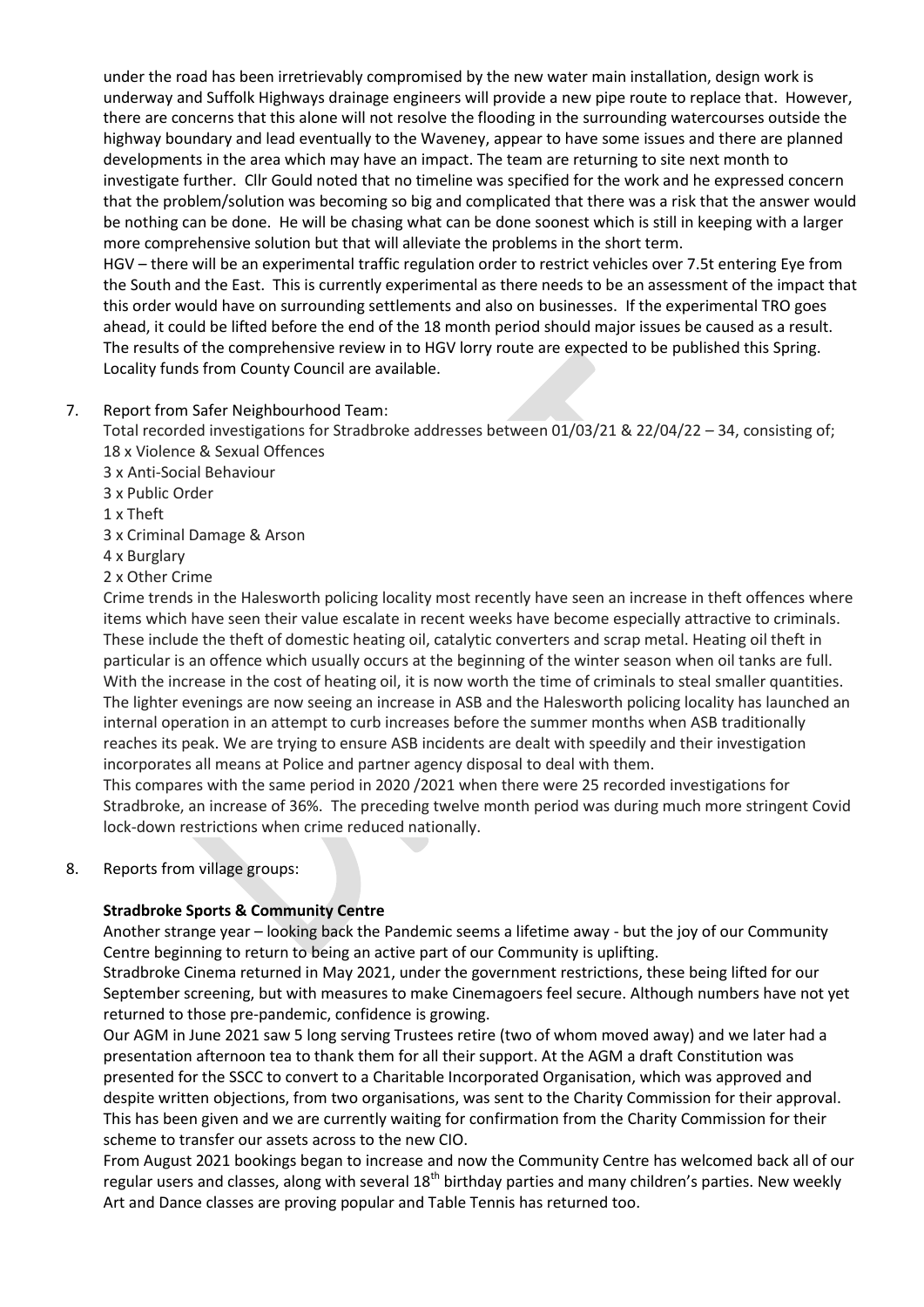under the road has been irretrievably compromised by the new water main installation, design work is underway and Suffolk Highways drainage engineers will provide a new pipe route to replace that. However, there are concerns that this alone will not resolve the flooding in the surrounding watercourses outside the highway boundary and lead eventually to the Waveney, appear to have some issues and there are planned developments in the area which may have an impact. The team are returning to site next month to investigate further. Cllr Gould noted that no timeline was specified for the work and he expressed concern that the problem/solution was becoming so big and complicated that there was a risk that the answer would be nothing can be done. He will be chasing what can be done soonest which is still in keeping with a larger more comprehensive solution but that will alleviate the problems in the short term.

HGV – there will be an experimental traffic regulation order to restrict vehicles over 7.5t entering Eye from the South and the East. This is currently experimental as there needs to be an assessment of the impact that this order would have on surrounding settlements and also on businesses. If the experimental TRO goes ahead, it could be lifted before the end of the 18 month period should major issues be caused as a result. The results of the comprehensive review in to HGV lorry route are expected to be published this Spring. Locality funds from County Council are available.

7. Report from Safer Neighbourhood Team:

   Total recorded investigations for Stradbroke addresses between 01/03/21 & 22/04/22 – 34, consisting of;

   18 x Violence & Sexual Offences
   3 x Anti-Social Behaviour
   3 x Public Order
   1 x Theft
   3 x Criminal Damage & Arson
   4 x Burglary
   2 x Other Crime

   Crime trends in the Halesworth policing locality most recently have seen an increase in theft offences where items which have seen their value escalate in recent weeks have become especially attractive to criminals. These include the theft of domestic heating oil, catalytic converters and scrap metal. Heating oil theft in particular is an offence which usually occurs at the beginning of the winter season when oil tanks are full. With the increase in the cost of heating oil, it is now worth the time of criminals to steal smaller quantities. The lighter evenings are now seeing an increase in ASB and the Halesworth policing locality has launched an internal operation in an attempt to curb increases before the summer months when ASB traditionally reaches its peak. We are trying to ensure ASB incidents are dealt with speedily and their investigation incorporates all means at Police and partner agency disposal to deal with them.

   This compares with the same period in 2020 /2021 when there were 25 recorded investigations for Stradbroke, an increase of 36%. The preceding twelve month period was during much more stringent Covid lock-down restrictions when crime reduced nationally.

8. Reports from village groups:

   **Stradbroke Sports & Community Centre**

   Another strange year – looking back the Pandemic seems a lifetime away - but the joy of our Community Centre beginning to return to being an active part of our Community is uplifting.

   Stradbroke Cinema returned in May 2021, under the government restrictions, these being lifted for our September screening, but with measures to make Cinemagoers feel secure. Although numbers have not yet returned to those pre-pandemic, confidence is growing.

   Our AGM in June 2021 saw 5 long serving Trustees retire (two of whom moved away) and we later had a presentation afternoon tea to thank them for all their support. At the AGM a draft Constitution was presented for the SSCC to convert to a Charitable Incorporated Organisation, which was approved and despite written objections, from two organisations, was sent to the Charity Commission for their approval. This has been given and we are currently waiting for confirmation from the Charity Commission for their scheme to transfer our assets across to the new CIO.

   From August 2021 bookings began to increase and now the Community Centre has welcomed back all of our regular users and classes, along with several 18th birthday parties and many children's parties. New weekly Art and Dance classes are proving popular and Table Tennis has returned too.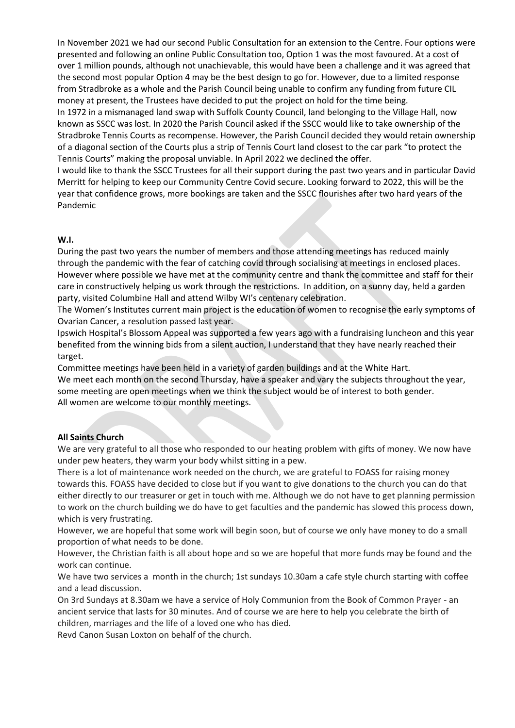In November 2021 we had our second Public Consultation for an extension to the Centre. Four options were presented and following an online Public Consultation too, Option 1 was the most favoured. At a cost of over 1 million pounds, although not unachievable, this would have been a challenge and it was agreed that the second most popular Option 4 may be the best design to go for. However, due to a limited response from Stradbroke as a whole and the Parish Council being unable to confirm any funding from future CIL money at present, the Trustees have decided to put the project on hold for the time being.

In 1972 in a mismanaged land swap with Suffolk County Council, land belonging to the Village Hall, now known as SSCC was lost. In 2020 the Parish Council asked if the SSCC would like to take ownership of the Stradbroke Tennis Courts as recompense. However, the Parish Council decided they would retain ownership of a diagonal section of the Courts plus a strip of Tennis Court land closest to the car park "to protect the Tennis Courts" making the proposal unviable. In April 2022 we declined the offer.

I would like to thank the SSCC Trustees for all their support during the past two years and in particular David Merritt for helping to keep our Community Centre Covid secure. Looking forward to 2022, this will be the year that confidence grows, more bookings are taken and the SSCC flourishes after two hard years of the Pandemic

**W.I.**

During the past two years the number of members and those attending meetings has reduced mainly through the pandemic with the fear of catching covid through socialising at meetings in enclosed places. However where possible we have met at the community centre and thank the committee and staff for their care in constructively helping us work through the restrictions. In addition, on a sunny day, held a garden party, visited Columbine Hall and attend Wilby WI's centenary celebration.

The Women's Institutes current main project is the education of women to recognise the early symptoms of Ovarian Cancer, a resolution passed last year.

Ipswich Hospital's Blossom Appeal was supported a few years ago with a fundraising luncheon and this year benefited from the winning bids from a silent auction, I understand that they have nearly reached their target.

Committee meetings have been held in a variety of garden buildings and at the White Hart.

We meet each month on the second Thursday, have a speaker and vary the subjects throughout the year, some meeting are open meetings when we think the subject would be of interest to both gender.

All women are welcome to our monthly meetings.

**All Saints Church**

We are very grateful to all those who responded to our heating problem with gifts of money. We now have under pew heaters, they warm your body whilst sitting in a pew.

There is a lot of maintenance work needed on the church, we are grateful to FOASS for raising money towards this. FOASS have decided to close but if you want to give donations to the church you can do that either directly to our treasurer or get in touch with me. Although we do not have to get planning permission to work on the church building we do have to get faculties and the pandemic has slowed this process down, which is very frustrating.

However, we are hopeful that some work will begin soon, but of course we only have money to do a small proportion of what needs to be done.

However, the Christian faith is all about hope and so we are hopeful that more funds may be found and the work can continue.

We have two services a month in the church; 1st sundays 10.30am a cafe style church starting with coffee and a lead discussion.

On 3rd Sundays at 8.30am we have a service of Holy Communion from the Book of Common Prayer - an ancient service that lasts for 30 minutes. And of course we are here to help you celebrate the birth of children, marriages and the life of a loved one who has died.

Revd Canon Susan Loxton on behalf of the church.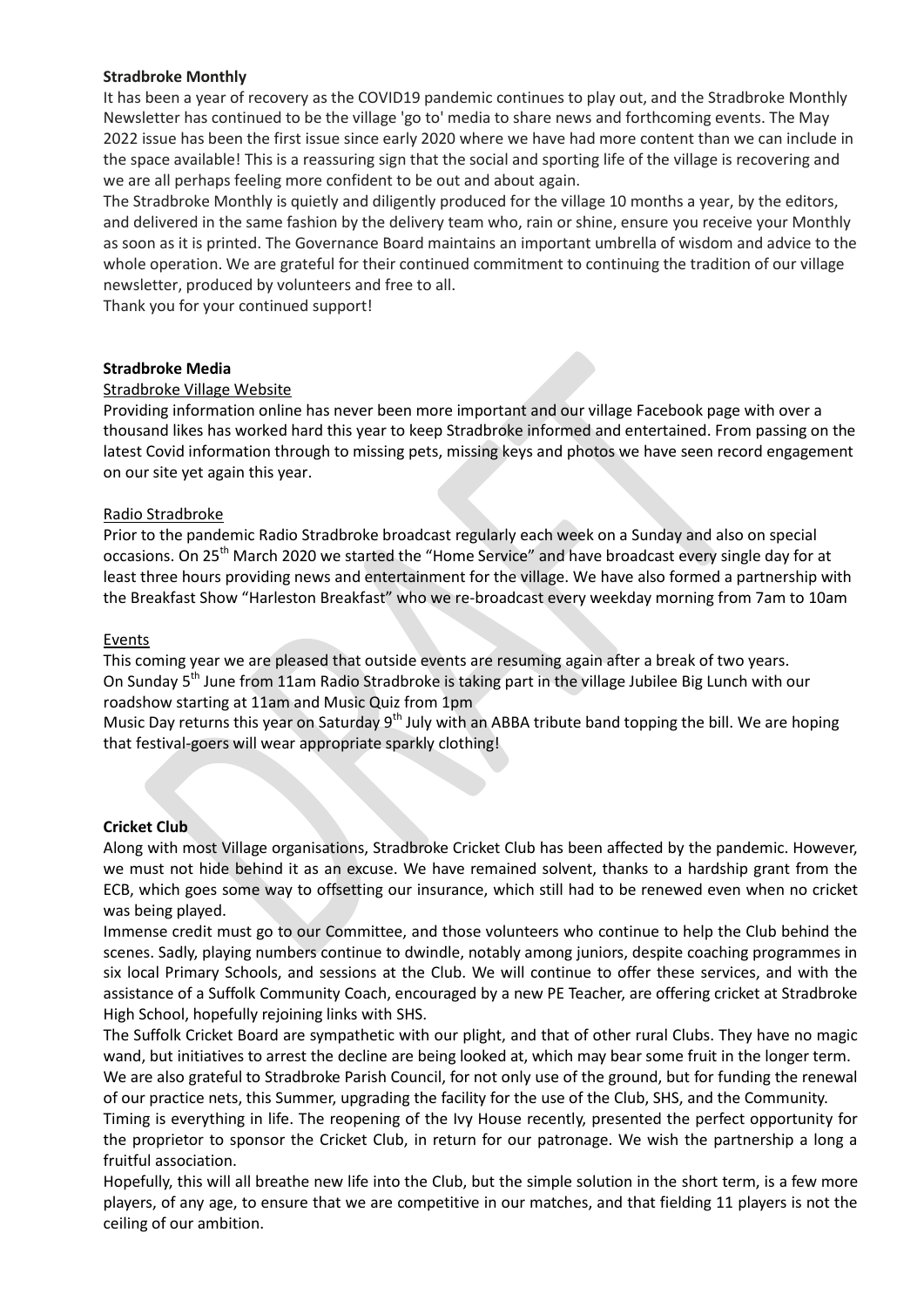**Stradbroke Monthly**

It has been a year of recovery as the COVID19 pandemic continues to play out, and the Stradbroke Monthly Newsletter has continued to be the village 'go to' media to share news and forthcoming events. The May 2022 issue has been the first issue since early 2020 where we have had more content than we can include in the space available! This is a reassuring sign that the social and sporting life of the village is recovering and we are all perhaps feeling more confident to be out and about again.

The Stradbroke Monthly is quietly and diligently produced for the village 10 months a year, by the editors, and delivered in the same fashion by the delivery team who, rain or shine, ensure you receive your Monthly as soon as it is printed. The Governance Board maintains an important umbrella of wisdom and advice to the whole operation. We are grateful for their continued commitment to continuing the tradition of our village newsletter, produced by volunteers and free to all.

Thank you for your continued support!

**Stradbroke Media**

Stradbroke Village Website

Providing information online has never been more important and our village Facebook page with over a thousand likes has worked hard this year to keep Stradbroke informed and entertained. From passing on the latest Covid information through to missing pets, missing keys and photos we have seen record engagement on our site yet again this year.

Radio Stradbroke

Prior to the pandemic Radio Stradbroke broadcast regularly each week on a Sunday and also on special occasions. On 25th March 2020 we started the "Home Service" and have broadcast every single day for at least three hours providing news and entertainment for the village. We have also formed a partnership with the Breakfast Show "Harleston Breakfast" who we re-broadcast every weekday morning from 7am to 10am

Events

This coming year we are pleased that outside events are resuming again after a break of two years.

On Sunday 5th June from 11am Radio Stradbroke is taking part in the village Jubilee Big Lunch with our roadshow starting at 11am and Music Quiz from 1pm

Music Day returns this year on Saturday 9th July with an ABBA tribute band topping the bill. We are hoping that festival-goers will wear appropriate sparkly clothing!

**Cricket Club**

Along with most Village organisations, Stradbroke Cricket Club has been affected by the pandemic. However, we must not hide behind it as an excuse. We have remained solvent, thanks to a hardship grant from the ECB, which goes some way to offsetting our insurance, which still had to be renewed even when no cricket was being played.

Immense credit must go to our Committee, and those volunteers who continue to help the Club behind the scenes. Sadly, playing numbers continue to dwindle, notably among juniors, despite coaching programmes in six local Primary Schools, and sessions at the Club. We will continue to offer these services, and with the assistance of a Suffolk Community Coach, encouraged by a new PE Teacher, are offering cricket at Stradbroke High School, hopefully rejoining links with SHS.

The Suffolk Cricket Board are sympathetic with our plight, and that of other rural Clubs. They have no magic wand, but initiatives to arrest the decline are being looked at, which may bear some fruit in the longer term.

We are also grateful to Stradbroke Parish Council, for not only use of the ground, but for funding the renewal of our practice nets, this Summer, upgrading the facility for the use of the Club, SHS, and the Community.

Timing is everything in life. The reopening of the Ivy House recently, presented the perfect opportunity for the proprietor to sponsor the Cricket Club, in return for our patronage. We wish the partnership a long a fruitful association.

Hopefully, this will all breathe new life into the Club, but the simple solution in the short term, is a few more players, of any age, to ensure that we are competitive in our matches, and that fielding 11 players is not the ceiling of our ambition.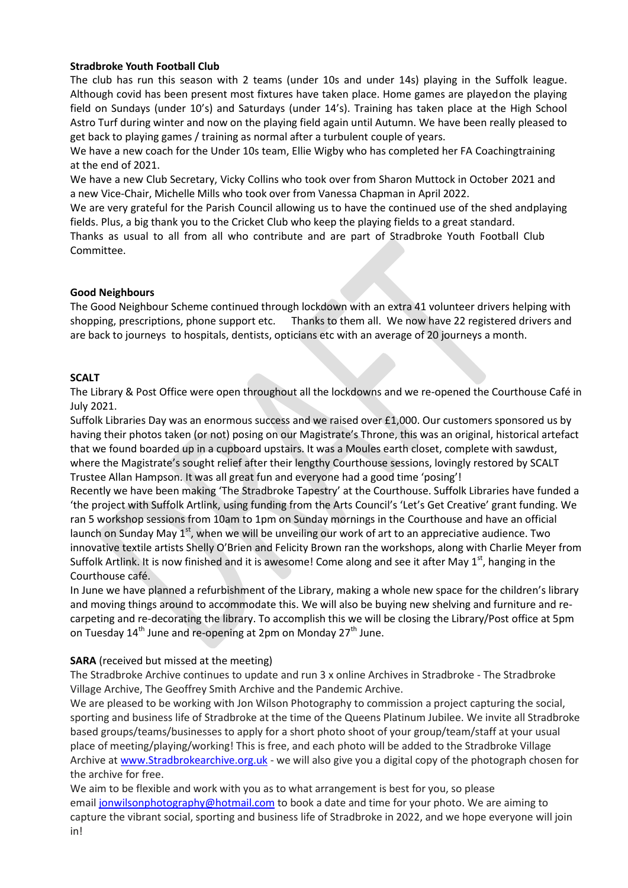**Stradbroke Youth Football Club**

The club has run this season with 2 teams (under 10s and under 14s) playing in the Suffolk league. Although covid has been present most fixtures have taken place. Home games are playedon the playing field on Sundays (under 10's) and Saturdays (under 14's). Training has taken place at the High School Astro Turf during winter and now on the playing field again until Autumn. We have been really pleased to get back to playing games / training as normal after a turbulent couple of years.

We have a new coach for the Under 10s team, Ellie Wigby who has completed her FA Coachingtraining at the end of 2021.

We have a new Club Secretary, Vicky Collins who took over from Sharon Muttock in October 2021 and a new Vice-Chair, Michelle Mills who took over from Vanessa Chapman in April 2022.

We are very grateful for the Parish Council allowing us to have the continued use of the shed andplaying fields. Plus, a big thank you to the Cricket Club who keep the playing fields to a great standard.

Thanks as usual to all from all who contribute and are part of Stradbroke Youth Football Club Committee.

**Good Neighbours**

The Good Neighbour Scheme continued through lockdown with an extra 41 volunteer drivers helping with shopping, prescriptions, phone support etc. Thanks to them all. We now have 22 registered drivers and are back to journeys to hospitals, dentists, opticians etc with an average of 20 journeys a month.

**SCALT**

The Library & Post Office were open throughout all the lockdowns and we re-opened the Courthouse Café in July 2021.

Suffolk Libraries Day was an enormous success and we raised over £1,000. Our customers sponsored us by having their photos taken (or not) posing on our Magistrate's Throne, this was an original, historical artefact that we found boarded up in a cupboard upstairs. It was a Moules earth closet, complete with sawdust, where the Magistrate's sought relief after their lengthy Courthouse sessions, lovingly restored by SCALT Trustee Allan Hampson. It was all great fun and everyone had a good time 'posing'!

Recently we have been making 'The Stradbroke Tapestry' at the Courthouse. Suffolk Libraries have funded a 'the project with Suffolk Artlink, using funding from the Arts Council's 'Let's Get Creative' grant funding. We ran 5 workshop sessions from 10am to 1pm on Sunday mornings in the Courthouse and have an official launch on Sunday May 1st, when we will be unveiling our work of art to an appreciative audience. Two innovative textile artists Shelly O'Brien and Felicity Brown ran the workshops, along with Charlie Meyer from Suffolk Artlink. It is now finished and it is awesome! Come along and see it after May 1st, hanging in the Courthouse café.

In June we have planned a refurbishment of the Library, making a whole new space for the children's library and moving things around to accommodate this. We will also be buying new shelving and furniture and re-carpeting and re-decorating the library. To accomplish this we will be closing the Library/Post office at 5pm on Tuesday 14th June and re-opening at 2pm on Monday 27th June.

**SARA** (received but missed at the meeting)

The Stradbroke Archive continues to update and run 3 x online Archives in Stradbroke - The Stradbroke Village Archive, The Geoffrey Smith Archive and the Pandemic Archive.

We are pleased to be working with Jon Wilson Photography to commission a project capturing the social, sporting and business life of Stradbroke at the time of the Queens Platinum Jubilee. We invite all Stradbroke based groups/teams/businesses to apply for a short photo shoot of your group/team/staff at your usual place of meeting/playing/working! This is free, and each photo will be added to the Stradbroke Village Archive at www.Stradbrokearchive.org.uk - we will also give you a digital copy of the photograph chosen for the archive for free.

We aim to be flexible and work with you as to what arrangement is best for you, so please email jonwilsonphotography@hotmail.com to book a date and time for your photo. We are aiming to capture the vibrant social, sporting and business life of Stradbroke in 2022, and we hope everyone will join in!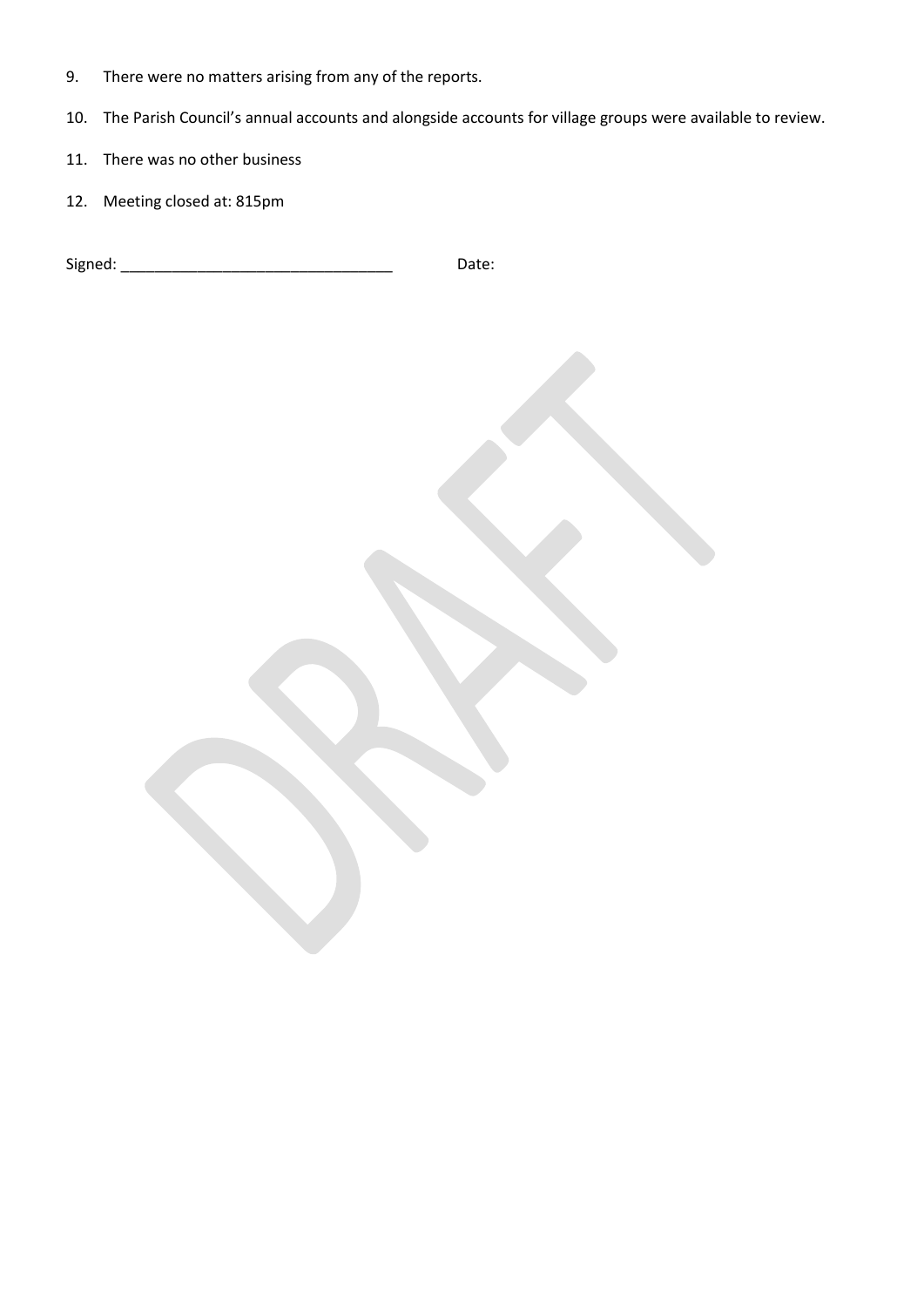9. There were no matters arising from any of the reports.

10. The Parish Council's annual accounts and alongside accounts for village groups were available to review.

11. There was no other business

12. Meeting closed at: 815pm

Signed: ________________________________ Date: